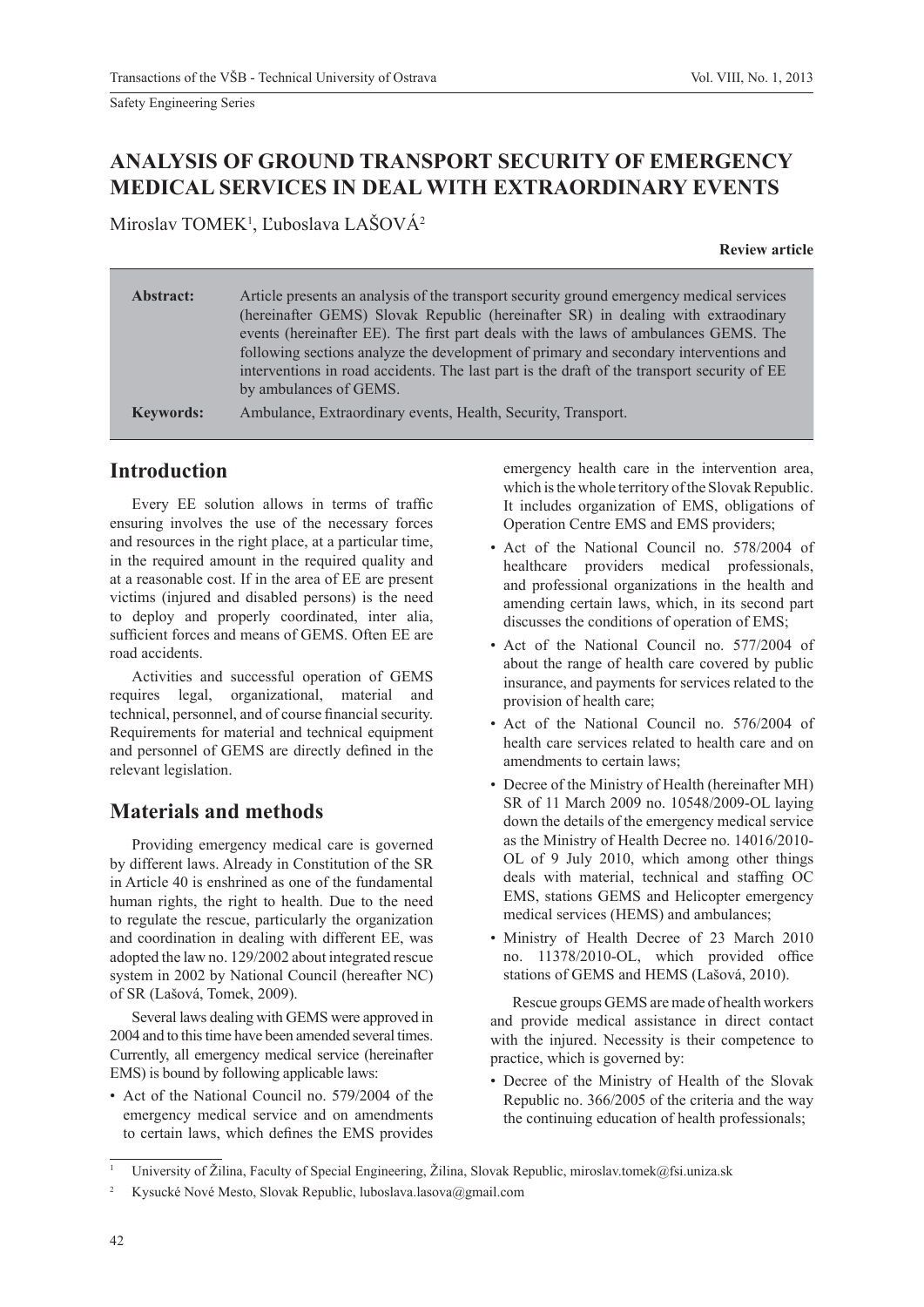# ANALYSIS OF GROUND TRANSPORT SECURITY OF EMERGENCY MEDICAL SERVICES IN DEAL WITH EXTRAORDINARY EVENTS

Miroslav TOMEK[1], Ľuboslava LAŠOVÁ[2]

**Review article**

**Abstract:** Article presents an analysis of the transport security ground emergency medical services (hereinafter GEMS) Slovak Republic (hereinafter SR) in dealing with extraordinary events (hereinafter EE). The first part deals with the laws of ambulances GEMS. The following sections analyze the development of primary and secondary interventions and interventions in road accidents. The last part is the draft of the transport security of EE by ambulances of GEMS.

**Keywords:** Ambulance, Extraordinary events, Health, Security, Transport.

## Introduction

Every EE solution allows in terms of traffic ensuring involves the use of the necessary forces and resources in the right place, at a particular time, in the required amount in the required quality and at a reasonable cost. If in the area of EE are present victims (injured and disabled persons) is the need to deploy and properly coordinated, inter alia, sufficient forces and means of GEMS. Often EE are road accidents.

Activities and successful operation of GEMS requires legal, organizational, material and technical, personnel, and of course financial security. Requirements for material and technical equipment and personnel of GEMS are directly defined in the relevant legislation.

## Materials and methods

Providing emergency medical care is governed by different laws. Already in Constitution of the SR in Article 40 is enshrined as one of the fundamental human rights, the right to health. Due to the need to regulate the rescue, particularly the organization and coordination in dealing with different EE, was adopted the law no. 129/2002 about integrated rescue system in 2002 by National Council (hereafter NC) of SR (Lašová, Tomek, 2009).

Several laws dealing with GEMS were approved in 2004 and to this time have been amended several times. Currently, all emergency medical service (hereinafter EMS) is bound by following applicable laws:

- Act of the National Council no. 579/2004 of the emergency medical service and on amendments to certain laws, which defines the EMS provides emergency health care in the intervention area, which is the whole territory of the Slovak Republic. It includes organization of EMS, obligations of Operation Centre EMS and EMS providers;
- Act of the National Council no. 578/2004 of healthcare providers medical professionals, and professional organizations in the health and amending certain laws, which, in its second part discusses the conditions of operation of EMS;
- Act of the National Council no. 577/2004 of about the range of health care covered by public insurance, and payments for services related to the provision of health care;
- Act of the National Council no. 576/2004 of health care services related to health care and on amendments to certain laws;
- Decree of the Ministry of Health (hereinafter MH) SR of 11 March 2009 no. 10548/2009-OL laying down the details of the emergency medical service as the Ministry of Health Decree no. 14016/2010-OL of 9 July 2010, which among other things deals with material, technical and staffing OC EMS, stations GEMS and Helicopter emergency medical services (HEMS) and ambulances;
- Ministry of Health Decree of 23 March 2010 no. 11378/2010-OL, which provided office stations of GEMS and HEMS (Lašová, 2010).

Rescue groups GEMS are made of health workers and provide medical assistance in direct contact with the injured. Necessity is their competence to practice, which is governed by:

- Decree of the Ministry of Health of the Slovak Republic no. 366/2005 of the criteria and the way the continuing education of health professionals;

---

[1] University of Žilina, Faculty of Special Engineering, Žilina, Slovak Republic, miroslav.tomek@fsi.uniza.sk

[2] Kysucké Nové Mesto, Slovak Republic, luboslava.lasova@gmail.com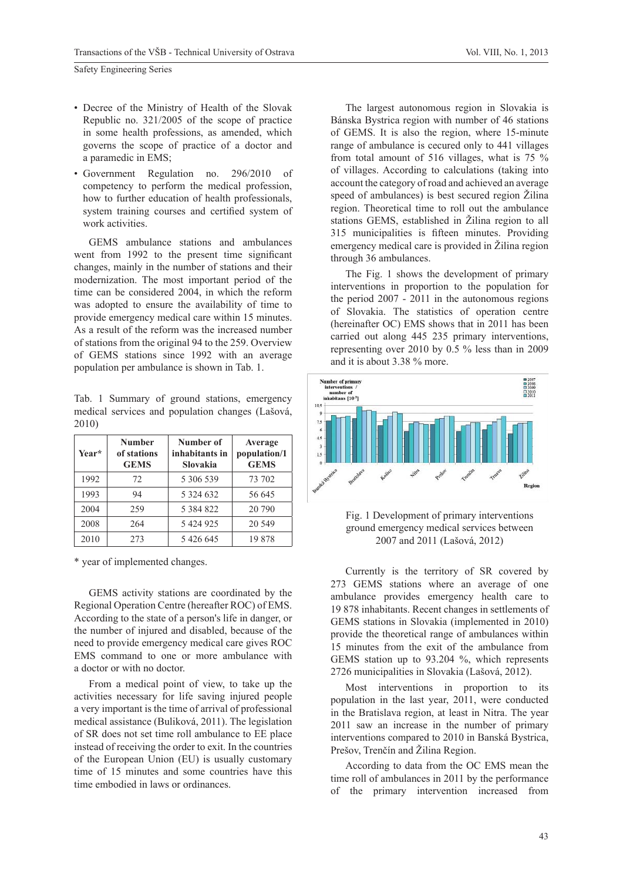- Decree of the Ministry of Health of the Slovak Republic no. 321/2005 of the scope of practice in some health professions, as amended, which governs the scope of practice of a doctor and a paramedic in EMS;
- Government Regulation no. 296/2010 of competency to perform the medical profession, how to further education of health professionals, system training courses and certified system of work activities.

GEMS ambulance stations and ambulances went from 1992 to the present time significant changes, mainly in the number of stations and their modernization. The most important period of the time can be considered 2004, in which the reform was adopted to ensure the availability of time to provide emergency medical care within 15 minutes. As a result of the reform was the increased number of stations from the original 94 to the 259. Overview of GEMS stations since 1992 with an average population per ambulance is shown in Tab. 1.

Tab. 1 Summary of ground stations, emergency medical services and population changes (Lašová, 2010)

| Year* | Number of stations GEMS | Number of inhabitants in Slovakia | Average population/1 GEMS |
|---|---|---|---|
| 1992 | 72 | 5 306 539 | 73 702 |
| 1993 | 94 | 5 324 632 | 56 645 |
| 2004 | 259 | 5 384 822 | 20 790 |
| 2008 | 264 | 5 424 925 | 20 549 |
| 2010 | 273 | 5 426 645 | 19 878 |

\* year of implemented changes.

GEMS activity stations are coordinated by the Regional Operation Centre (hereafter ROC) of EMS. According to the state of a person's life in danger, or the number of injured and disabled, because of the need to provide emergency medical care gives ROC EMS command to one or more ambulance with a doctor or with no doctor.

From a medical point of view, to take up the activities necessary for life saving injured people a very important is the time of arrival of professional medical assistance (Buliková, 2011). The legislation of SR does not set time roll ambulance to EE place instead of receiving the order to exit. In the countries of the European Union (EU) is usually customary time of 15 minutes and some countries have this time embodied in laws or ordinances.

The largest autonomous region in Slovakia is Bánska Bystrica region with number of 46 stations of GEMS. It is also the region, where 15-minute range of ambulance is cecured only to 441 villages from total amount of 516 villages, what is 75 % of villages. According to calculations (taking into account the category of road and achieved an average speed of ambulances) is best secured region Žilina region. Theoretical time to roll out the ambulance stations GEMS, established in Žilina region to all 315 municipalities is fifteen minutes. Providing emergency medical care is provided in Žilina region through 36 ambulances.

The Fig. 1 shows the development of primary interventions in proportion to the population for the period 2007 - 2011 in the autonomous regions of Slovakia. The statistics of operation centre (hereinafter OC) EMS shows that in 2011 has been carried out along 445 235 primary interventions, representing over 2010 by 0.5 % less than in 2009 and it is about 3.38 % more.

Fig. 1 Development of primary interventions ground emergency medical services between 2007 and 2011 (Lašová, 2012)

Currently is the territory of SR covered by 273 GEMS stations where an average of one ambulance provides emergency health care to 19 878 inhabitants. Recent changes in settlements of GEMS stations in Slovakia (implemented in 2010) provide the theoretical range of ambulances within 15 minutes from the exit of the ambulance from GEMS station up to 93.204 %, which represents 2726 municipalities in Slovakia (Lašová, 2012).

Most interventions in proportion to its population in the last year, 2011, were conducted in the Bratislava region, at least in Nitra. The year 2011 saw an increase in the number of primary interventions compared to 2010 in Banská Bystrica, Prešov, Trenčín and Žilina Region.

According to data from the OC EMS mean the time roll of ambulances in 2011 by the performance of the primary intervention increased from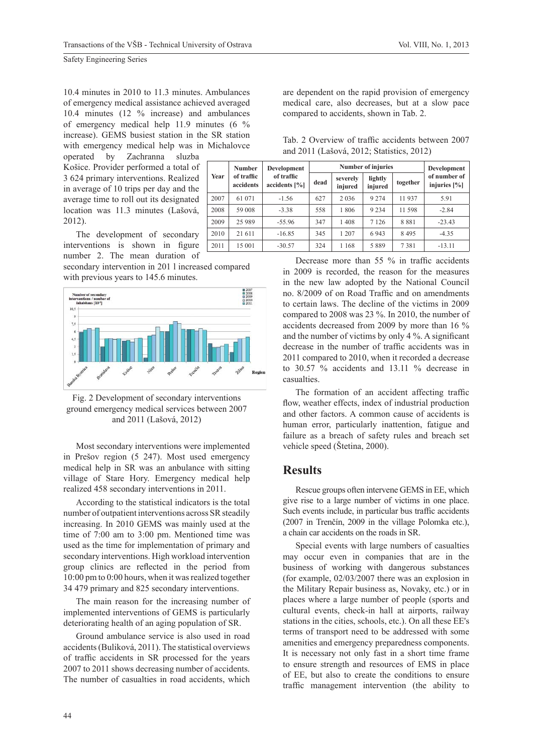10.4 minutes in 2010 to 11.3 minutes. Ambulances of emergency medical assistance achieved averaged 10.4 minutes (12 % increase) and ambulances of emergency medical help 11.9 minutes (6 % increase). GEMS busiest station in the SR station with emergency medical help was in Michalovce operated by Zachranna sluzba Košice. Provider performed a total of 3 624 primary interventions. Realized in average of 10 trips per day and the average time to roll out its designated location was 11.3 minutes (Lašová, 2012).

The development of secondary interventions is shown in figure number 2. The mean duration of secondary intervention in 201 l increased compared with previous years to 145.6 minutes.

Fig. 2 Development of secondary interventions ground emergency medical services between 2007 and 2011 (Lašová, 2012)

Most secondary interventions were implemented in Prešov region (5 247). Most used emergency medical help in SR was an anbulance with sitting village of Stare Hory. Emergency medical help realized 458 secondary interventions in 2011.

According to the statistical indicators is the total number of outpatient interventions across SR steadily increasing. In 2010 GEMS was mainly used at the time of 7:00 am to 3:00 pm. Mentioned time was used as the time for implementation of primary and secondary interventions. High workload intervention group clinics are reflected in the period from 10:00 pm to 0:00 hours, when it was realized together 34 479 primary and 825 secondary interventions.

The main reason for the increasing number of implemented interventions of GEMS is particularly deteriorating health of an aging population of SR.

Ground ambulance service is also used in road accidents (Buliková, 2011). The statistical overviews of traffic accidents in SR processed for the years 2007 to 2011 shows decreasing number of accidents. The number of casualties in road accidents, which are dependent on the rapid provision of emergency medical care, also decreases, but at a slow pace compared to accidents, shown in Tab. 2.

Tab. 2 Overview of traffic accidents between 2007 and 2011 (Lašová, 2012; Statistics, 2012)

| Year | Number of traffic accidents | Development of traffic accidents [%] | Number of injuries | | | | Development of number of injuries [%] |
|---|---|---|---|---|---|---|---|
| | | | dead | severely injured | lightly injured | together | |
| 2007 | 61 071 | -1.56 | 627 | 2 036 | 9 274 | 11 937 | 5.91 |
| 2008 | 59 008 | -3.38 | 558 | 1 806 | 9 234 | 11 598 | -2.84 |
| 2009 | 25 989 | -55.96 | 347 | 1 408 | 7 126 | 8 881 | -23.43 |
| 2010 | 21 611 | -16.85 | 345 | 1 207 | 6 943 | 8 495 | -4.35 |
| 2011 | 15 001 | -30.57 | 324 | 1 168 | 5 889 | 7 381 | -13.11 |

Decrease more than 55 % in traffic accidents in 2009 is recorded, the reason for the measures in the new law adopted by the National Council no. 8/2009 of on Road Traffic and on amendments to certain laws. The decline of the victims in 2009 compared to 2008 was 23 %. In 2010, the number of accidents decreased from 2009 by more than 16 % and the number of victims by only 4 %. A significant decrease in the number of traffic accidents was in 2011 compared to 2010, when it recorded a decrease to 30.57 % accidents and 13.11 % decrease in casualties.

The formation of an accident affecting traffic flow, weather effects, index of industrial production and other factors. A common cause of accidents is human error, particularly inattention, fatigue and failure as a breach of safety rules and breach set vehicle speed (Štetina, 2000).

## Results

Rescue groups often intervene GEMS in EE, which give rise to a large number of victims in one place. Such events include, in particular bus traffic accidents (2007 in Trenčín, 2009 in the village Polomka etc.), a chain car accidents on the roads in SR.

Special events with large numbers of casualties may occur even in companies that are in the business of working with dangerous substances (for example, 02/03/2007 there was an explosion in the Military Repair business as, Novaky, etc.) or in places where a large number of people (sports and cultural events, check-in hall at airports, railway stations in the cities, schools, etc.). On all these EE's terms of transport need to be addressed with some amenities and emergency preparedness components. It is necessary not only fast in a short time frame to ensure strength and resources of EMS in place of EE, but also to create the conditions to ensure traffic management intervention (the ability to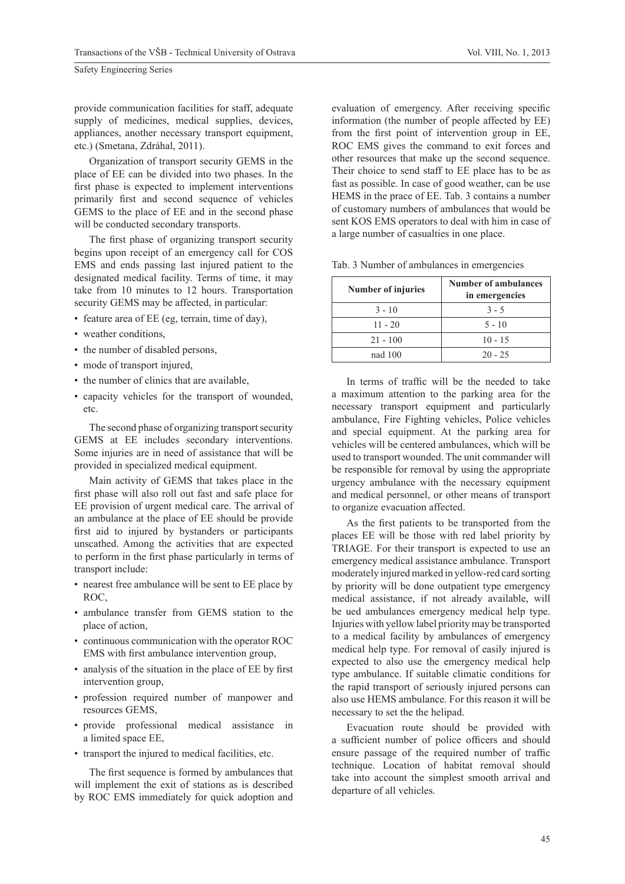provide communication facilities for staff, adequate supply of medicines, medical supplies, devices, appliances, another necessary transport equipment, etc.) (Smetana, Zdráhal, 2011).

Organization of transport security GEMS in the place of EE can be divided into two phases. In the first phase is expected to implement interventions primarily first and second sequence of vehicles GEMS to the place of EE and in the second phase will be conducted secondary transports.

The first phase of organizing transport security begins upon receipt of an emergency call for COS EMS and ends passing last injured patient to the designated medical facility. Terms of time, it may take from 10 minutes to 12 hours. Transportation security GEMS may be affected, in particular:

- feature area of EE (eg, terrain, time of day),
- weather conditions,
- the number of disabled persons,
- mode of transport injured,
- the number of clinics that are available,
- capacity vehicles for the transport of wounded, etc.

The second phase of organizing transport security GEMS at EE includes secondary interventions. Some injuries are in need of assistance that will be provided in specialized medical equipment.

Main activity of GEMS that takes place in the first phase will also roll out fast and safe place for EE provision of urgent medical care. The arrival of an ambulance at the place of EE should be provide first aid to injured by bystanders or participants unscathed. Among the activities that are expected to perform in the first phase particularly in terms of transport include:

- nearest free ambulance will be sent to EE place by ROC,
- ambulance transfer from GEMS station to the place of action,
- continuous communication with the operator ROC EMS with first ambulance intervention group,
- analysis of the situation in the place of EE by first intervention group,
- profession required number of manpower and resources GEMS,
- provide professional medical assistance in a limited space EE,
- transport the injured to medical facilities, etc.

The first sequence is formed by ambulances that will implement the exit of stations as is described by ROC EMS immediately for quick adoption and evaluation of emergency. After receiving specific information (the number of people affected by EE) from the first point of intervention group in EE, ROC EMS gives the command to exit forces and other resources that make up the second sequence. Their choice to send staff to EE place has to be as fast as possible. In case of good weather, can be use HEMS in the prace of EE. Tab. 3 contains a number of customary numbers of ambulances that would be sent KOS EMS operators to deal with him in case of a large number of casualties in one place.

Tab. 3 Number of ambulances in emergencies

| Number of injuries | Number of ambulances in emergencies |
|---|---|
| 3 - 10 | 3 - 5 |
| 11 - 20 | 5 - 10 |
| 21 - 100 | 10 - 15 |
| nad 100 | 20 - 25 |

In terms of traffic will be the needed to take a maximum attention to the parking area for the necessary transport equipment and particularly ambulance, Fire Fighting vehicles, Police vehicles and special equipment. At the parking area for vehicles will be centered ambulances, which will be used to transport wounded. The unit commander will be responsible for removal by using the appropriate urgency ambulance with the necessary equipment and medical personnel, or other means of transport to organize evacuation affected.

As the first patients to be transported from the places EE will be those with red label priority by TRIAGE. For their transport is expected to use an emergency medical assistance ambulance. Transport moderately injured marked in yellow-red card sorting by priority will be done outpatient type emergency medical assistance, if not already available, will be ued ambulances emergency medical help type. Injuries with yellow label priority may be transported to a medical facility by ambulances of emergency medical help type. For removal of easily injured is expected to also use the emergency medical help type ambulance. If suitable climatic conditions for the rapid transport of seriously injured persons can also use HEMS ambulance. For this reason it will be necessary to set the the helipad.

Evacuation route should be provided with a sufficient number of police officers and should ensure passage of the required number of traffic technique. Location of habitat removal should take into account the simplest smooth arrival and departure of all vehicles.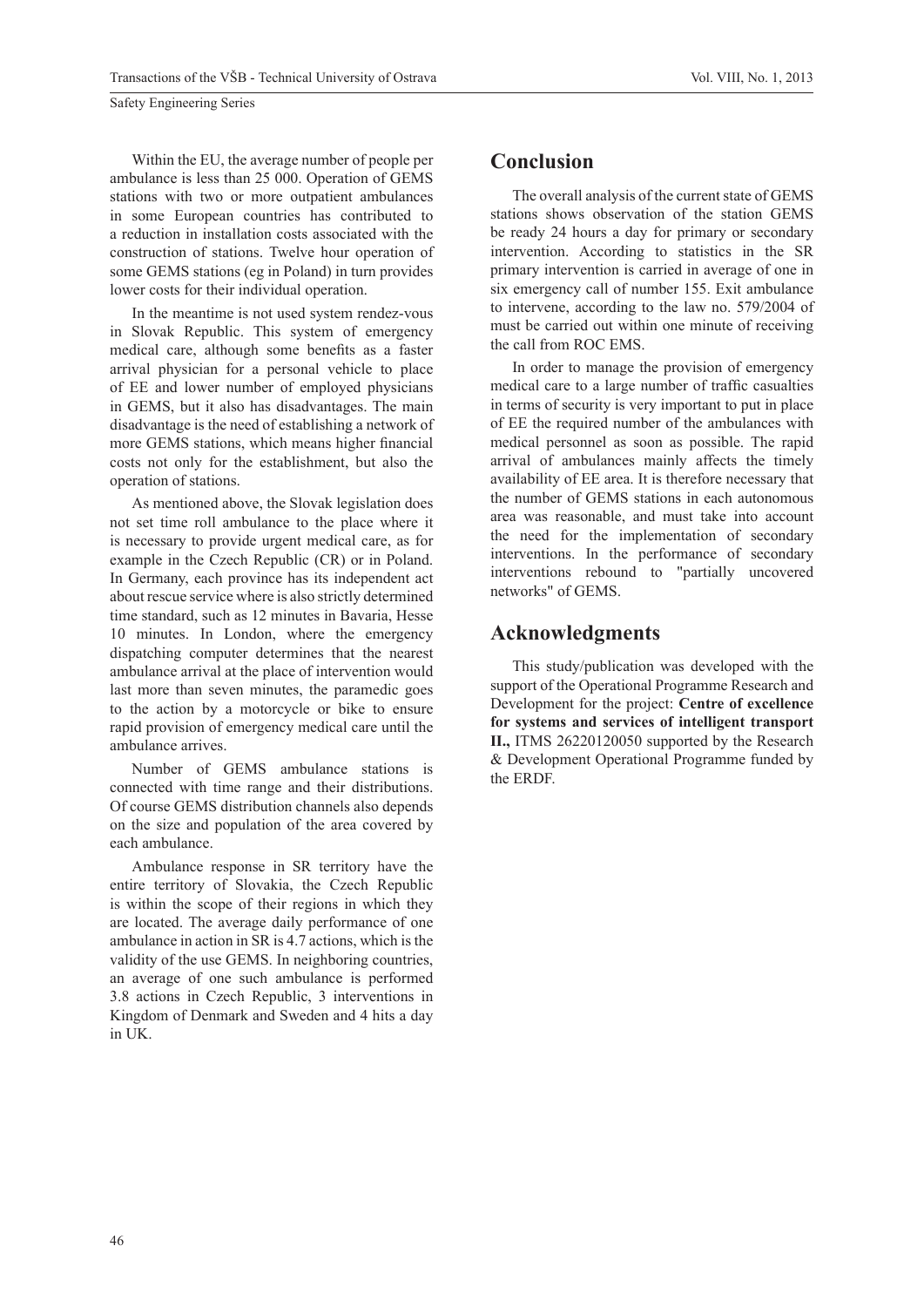Within the EU, the average number of people per ambulance is less than 25 000. Operation of GEMS stations with two or more outpatient ambulances in some European countries has contributed to a reduction in installation costs associated with the construction of stations. Twelve hour operation of some GEMS stations (eg in Poland) in turn provides lower costs for their individual operation.

In the meantime is not used system rendez-vous in Slovak Republic. This system of emergency medical care, although some benefits as a faster arrival physician for a personal vehicle to place of EE and lower number of employed physicians in GEMS, but it also has disadvantages. The main disadvantage is the need of establishing a network of more GEMS stations, which means higher financial costs not only for the establishment, but also the operation of stations.

As mentioned above, the Slovak legislation does not set time roll ambulance to the place where it is necessary to provide urgent medical care, as for example in the Czech Republic (CR) or in Poland. In Germany, each province has its independent act about rescue service where is also strictly determined time standard, such as 12 minutes in Bavaria, Hesse 10 minutes. In London, where the emergency dispatching computer determines that the nearest ambulance arrival at the place of intervention would last more than seven minutes, the paramedic goes to the action by a motorcycle or bike to ensure rapid provision of emergency medical care until the ambulance arrives.

Number of GEMS ambulance stations is connected with time range and their distributions. Of course GEMS distribution channels also depends on the size and population of the area covered by each ambulance.

Ambulance response in SR territory have the entire territory of Slovakia, the Czech Republic is within the scope of their regions in which they are located. The average daily performance of one ambulance in action in SR is 4.7 actions, which is the validity of the use GEMS. In neighboring countries, an average of one such ambulance is performed 3.8 actions in Czech Republic, 3 interventions in Kingdom of Denmark and Sweden and 4 hits a day in UK.

# Conclusion

The overall analysis of the current state of GEMS stations shows observation of the station GEMS be ready 24 hours a day for primary or secondary intervention. According to statistics in the SR primary intervention is carried in average of one in six emergency call of number 155. Exit ambulance to intervene, according to the law no. 579/2004 of must be carried out within one minute of receiving the call from ROC EMS.

In order to manage the provision of emergency medical care to a large number of traffic casualties in terms of security is very important to put in place of EE the required number of the ambulances with medical personnel as soon as possible. The rapid arrival of ambulances mainly affects the timely availability of EE area. It is therefore necessary that the number of GEMS stations in each autonomous area was reasonable, and must take into account the need for the implementation of secondary interventions. In the performance of secondary interventions rebound to "partially uncovered networks" of GEMS.

# Acknowledgments

This study/publication was developed with the support of the Operational Programme Research and Development for the project: **Centre of excellence for systems and services of intelligent transport II.,** ITMS 26220120050 supported by the Research & Development Operational Programme funded by the ERDF.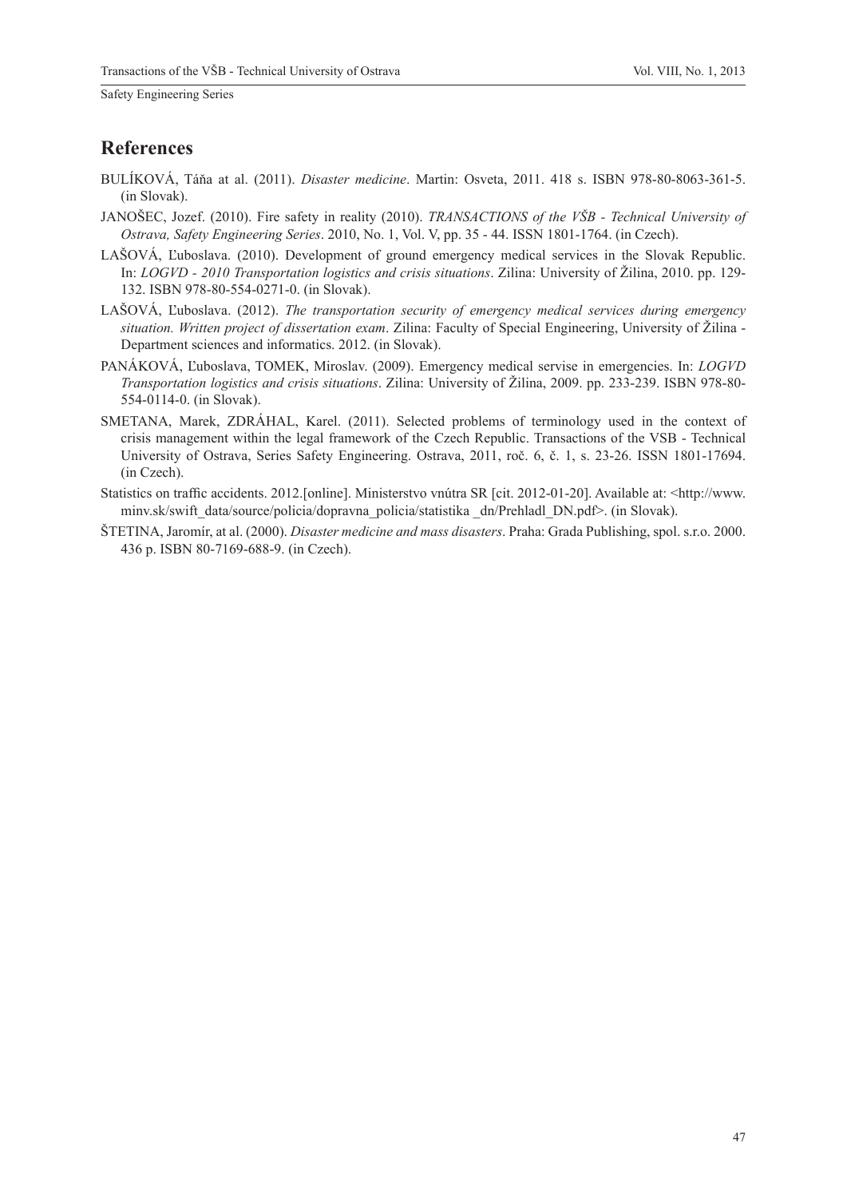## References

BULÍKOVÁ, Táňa at al. (2011). *Disaster medicine*. Martin: Osveta, 2011. 418 s. ISBN 978-80-8063-361-5. (in Slovak).

JANOŠEC, Jozef. (2010). Fire safety in reality (2010). *TRANSACTIONS of the VŠB - Technical University of Ostrava, Safety Engineering Series*. 2010, No. 1, Vol. V, pp. 35 - 44. ISSN 1801-1764. (in Czech).

LAŠOVÁ, Ľuboslava. (2010). Development of ground emergency medical services in the Slovak Republic. In: *LOGVD - 2010 Transportation logistics and crisis situations*. Zilina: University of Žilina, 2010. pp. 129-132. ISBN 978-80-554-0271-0. (in Slovak).

LAŠOVÁ, Ľuboslava. (2012). *The transportation security of emergency medical services during emergency situation. Written project of dissertation exam*. Zilina: Faculty of Special Engineering, University of Žilina - Department sciences and informatics. 2012. (in Slovak).

PANÁKOVÁ, Ľuboslava, TOMEK, Miroslav. (2009). Emergency medical servise in emergencies. In: *LOGVD Transportation logistics and crisis situations*. Zilina: University of Žilina, 2009. pp. 233-239. ISBN 978-80-554-0114-0. (in Slovak).

SMETANA, Marek, ZDRÁHAL, Karel. (2011). Selected problems of terminology used in the context of crisis management within the legal framework of the Czech Republic. Transactions of the VSB - Technical University of Ostrava, Series Safety Engineering. Ostrava, 2011, roč. 6, č. 1, s. 23-26. ISSN 1801-17694. (in Czech).

Statistics on traffic accidents. 2012.[online]. Ministerstvo vnútra SR [cit. 2012-01-20]. Available at: <http://www.minv.sk/swift_data/source/policia/dopravna_policia/statistika _dn/Prehladl_DN.pdf>. (in Slovak).

ŠTETINA, Jaromír, at al. (2000). *Disaster medicine and mass disasters*. Praha: Grada Publishing, spol. s.r.o. 2000. 436 p. ISBN 80-7169-688-9. (in Czech).